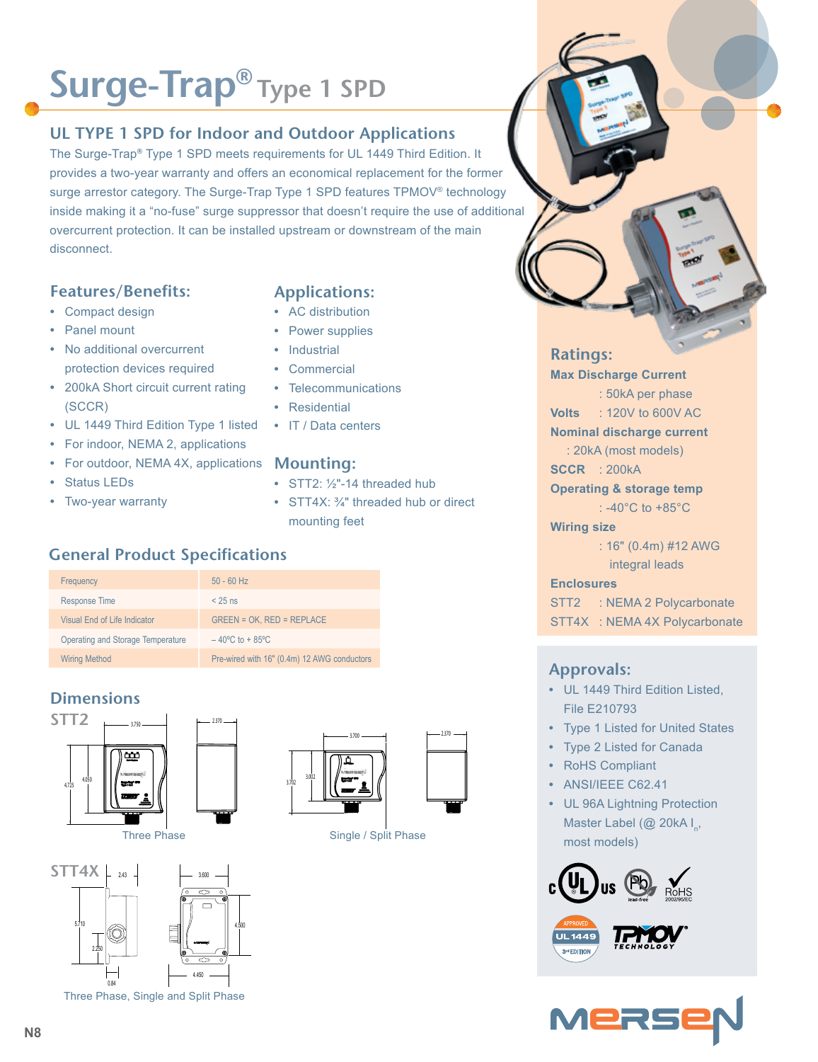# Surge-Trap® Type 1 SPD

## UL TYPE 1 SPD for Indoor and Outdoor Applications

The Surge-Trap® Type 1 SPD meets requirements for UL 1449 Third Edition. It provides a two-year warranty and offers an economical replacement for the former surge arrestor category. The Surge-Trap Type 1 SPD features TPMOV® technology inside making it a "no-fuse" surge suppressor that doesn't require the use of additional overcurrent protection. It can be installed upstream or downstream of the main disconnect.

### Features/Benefits:

- Compact design
- Panel mount
- No additional overcurrent protection devices required
- 200kA Short circuit current rating (SCCR)
- UL 1449 Third Edition Type 1 listed
- For indoor, NEMA 2, applications
- For outdoor, NEMA 4X, applications
- Status LEDs
- Two-year warranty

### Applications:

- AC distribution
- Power supplies
- Industrial
- Commercial
- Telecommunications
- Residential
- IT / Data centers

### Mounting:

- STT2: ½"-14 threaded hub
- STT4X: ¾" threaded hub or direct mounting feet

### General Product Specifications

| | |
|---|---|
| Frequency | 50 - 60 Hz |
| Response Time | < 25 ns |
| Visual End of Life Indicator | GREEN = OK, RED = REPLACE |
| Operating and Storage Temperature | – 40ºC to + 85ºC |
| Wiring Method | Pre-wired with 16" (0.4m) 12 AWG conductors |

### Dimensions

**STT2**

Three Phase

Single / Split Phase

**STT4X**

Three Phase, Single and Split Phase

### Ratings:

**Max Discharge Current** : 50kA per phase

**Volts** : 120V to 600V AC

**Nominal discharge current** : 20kA (most models)

**SCCR** : 200kA

**Operating & storage temp** : -40°C to +85°C

**Wiring size** : 16" (0.4m) #12 AWG integral leads

**Enclosures**

STT2 : NEMA 2 Polycarbonate

STT4X : NEMA 4X Polycarbonate

### Approvals:

- UL 1449 Third Edition Listed, File E210793
- Type 1 Listed for United States
- Type 2 Listed for Canada
- RoHS Compliant
- ANSI/IEEE C62.41
- UL 96A Lightning Protection Master Label (@ 20kA $I_n$, most models)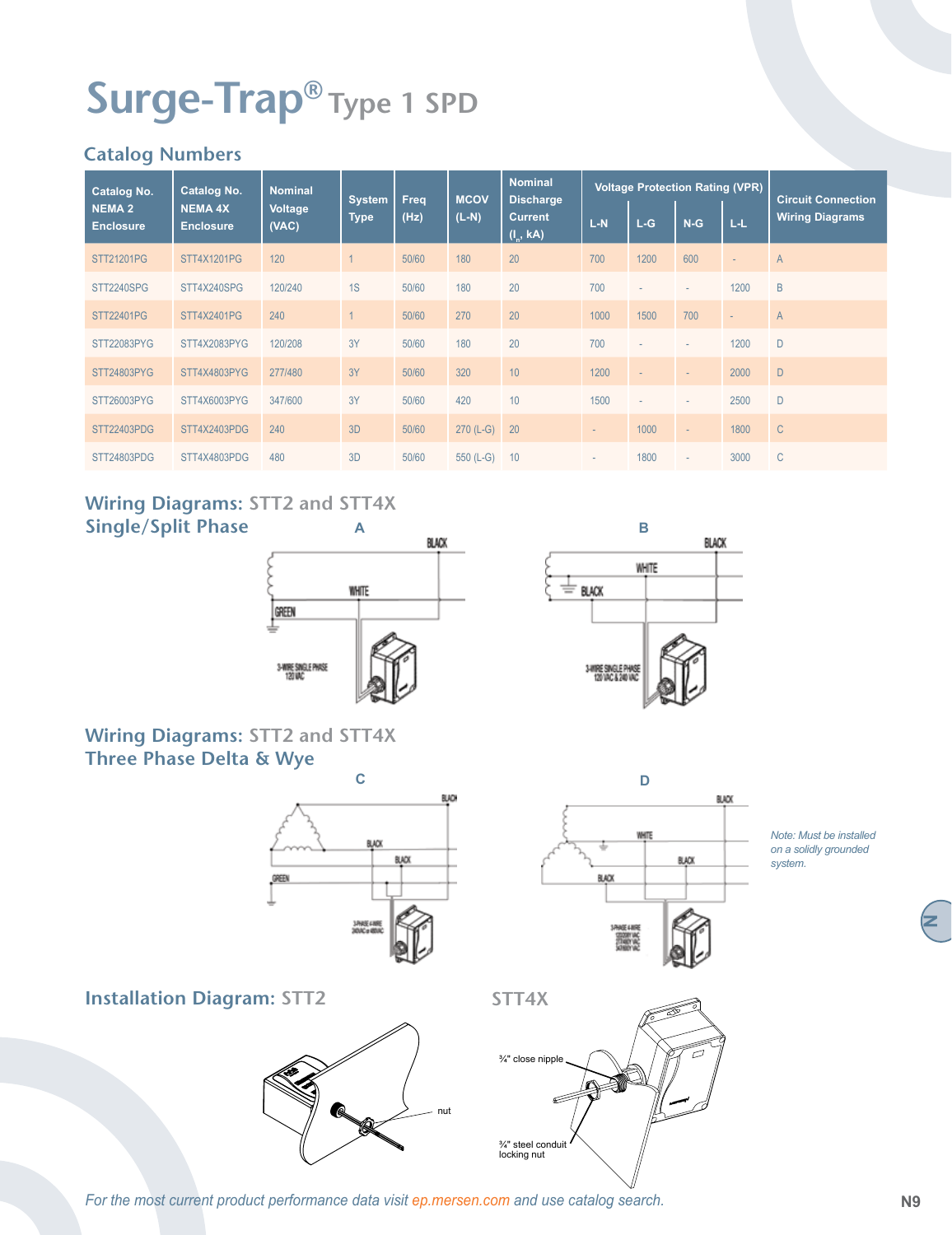# Surge-Trap® Type 1 SPD

## Catalog Numbers

| Catalog No. NEMA 2 Enclosure | Catalog No. NEMA 4X Enclosure | Nominal Voltage (VAC) | System Type | Freq (Hz) | MCOV (L-N) | Nominal Discharge Current ($I_n$, kA) | Voltage Protection Rating (VPR) | | | | Circuit Connection Wiring Diagrams |
|---|---|---|---|---|---|---|---|---|---|---|---|
| | | | | | | | L-N | L-G | N-G | L-L | |
| STT21201PG | STT4X1201PG | 120 | 1 | 50/60 | 180 | 20 | 700 | 1200 | 600 | - | A |
| STT2240SPG | STT4X240SPG | 120/240 | 1S | 50/60 | 180 | 20 | 700 | - | - | 1200 | B |
| STT22401PG | STT4X2401PG | 240 | 1 | 50/60 | 270 | 20 | 1000 | 1500 | 700 | - | A |
| STT22083PYG | STT4X2083PYG | 120/208 | 3Y | 50/60 | 180 | 20 | 700 | - | - | 1200 | D |
| STT24803PYG | STT4X4803PYG | 277/480 | 3Y | 50/60 | 320 | 10 | 1200 | - | - | 2000 | D |
| STT26003PYG | STT4X6003PYG | 347/600 | 3Y | 50/60 | 420 | 10 | 1500 | - | - | 2500 | D |
| STT22403PDG | STT4X2403PDG | 240 | 3D | 50/60 | 270 (L-G) | 20 | - | 1000 | - | 1800 | C |
| STT24803PDG | STT4X4803PDG | 480 | 3D | 50/60 | 550 (L-G) | 10 | - | 1800 | - | 3000 | C |

## Wiring Diagrams: STT2 and STT4X Single/Split Phase

A

BLACK
WHITE
GREEN
3-WIRE SINGLE PHASE 120 VAC

B

BLACK
WHITE
BLACK
3-WIRE SINGLE PHASE 120 VAC & 240 VAC

## Wiring Diagrams: STT2 and STT4X Three Phase Delta & Wye

C

BLACK
BLACK
BLACK
GREEN
3-PHASE 4-WIRE 240VAC or 480VAC

D

BLACK
WHITE
BLACK
BLACK
3-PHASE 4-WIRE 120/208V VAC 277/480V VAC 347/600V VAC

*Note: Must be installed on a solidly grounded system.*

## Installation Diagram: STT2

nut

## STT4X

¾" close nipple

¾" steel conduit locking nut

*For the most current product performance data visit ep.mersen.com and use catalog search.*